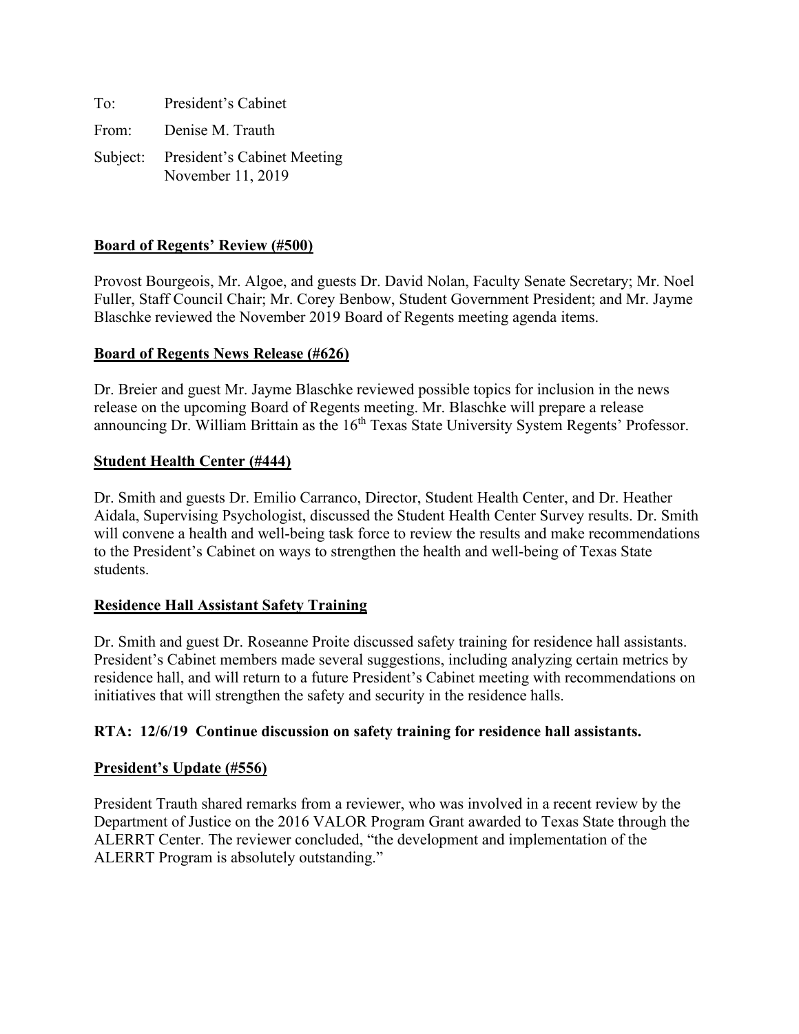To: President's Cabinet

From: Denise M. Trauth

Subject: President's Cabinet Meeting
November 11, 2019

**Board of Regents' Review (#500)**

Provost Bourgeois, Mr. Algoe, and guests Dr. David Nolan, Faculty Senate Secretary; Mr. Noel Fuller, Staff Council Chair; Mr. Corey Benbow, Student Government President; and Mr. Jayme Blaschke reviewed the November 2019 Board of Regents meeting agenda items.

**Board of Regents News Release (#626)**

Dr. Breier and guest Mr. Jayme Blaschke reviewed possible topics for inclusion in the news release on the upcoming Board of Regents meeting. Mr. Blaschke will prepare a release announcing Dr. William Brittain as the 16th Texas State University System Regents' Professor.

**Student Health Center (#444)**

Dr. Smith and guests Dr. Emilio Carranco, Director, Student Health Center, and Dr. Heather Aidala, Supervising Psychologist, discussed the Student Health Center Survey results. Dr. Smith will convene a health and well-being task force to review the results and make recommendations to the President's Cabinet on ways to strengthen the health and well-being of Texas State students.

**Residence Hall Assistant Safety Training**

Dr. Smith and guest Dr. Roseanne Proite discussed safety training for residence hall assistants. President's Cabinet members made several suggestions, including analyzing certain metrics by residence hall, and will return to a future President's Cabinet meeting with recommendations on initiatives that will strengthen the safety and security in the residence halls.

**RTA: 12/6/19 Continue discussion on safety training for residence hall assistants.**

**President's Update (#556)**

President Trauth shared remarks from a reviewer, who was involved in a recent review by the Department of Justice on the 2016 VALOR Program Grant awarded to Texas State through the ALERRT Center. The reviewer concluded, "the development and implementation of the ALERRT Program is absolutely outstanding."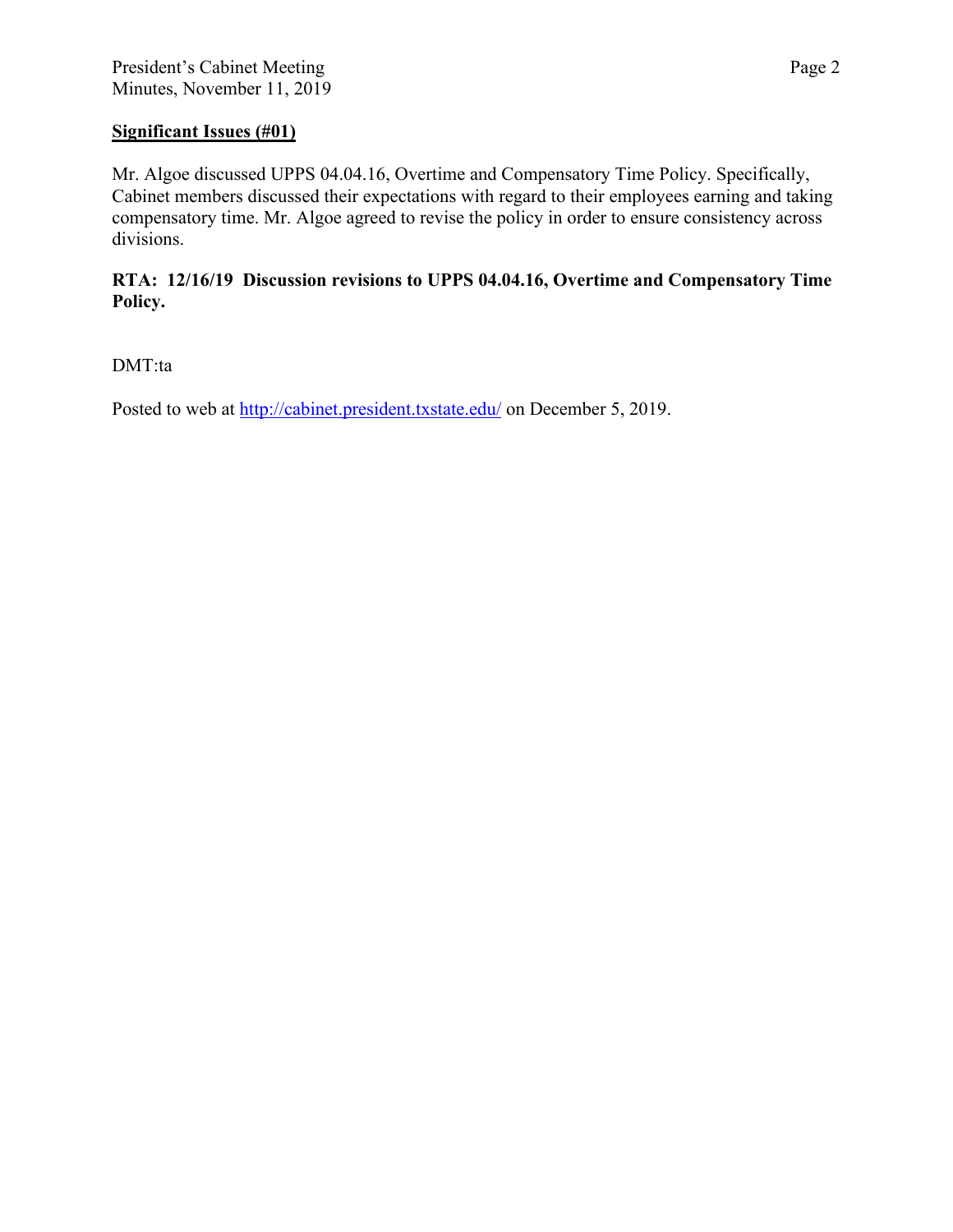**Significant Issues (#01)**

Mr. Algoe discussed UPPS 04.04.16, Overtime and Compensatory Time Policy. Specifically, Cabinet members discussed their expectations with regard to their employees earning and taking compensatory time. Mr. Algoe agreed to revise the policy in order to ensure consistency across divisions.

**RTA: 12/16/19 Discussion revisions to UPPS 04.04.16, Overtime and Compensatory Time Policy.**

DMT:ta

Posted to web at http://cabinet.president.txstate.edu/ on December 5, 2019.